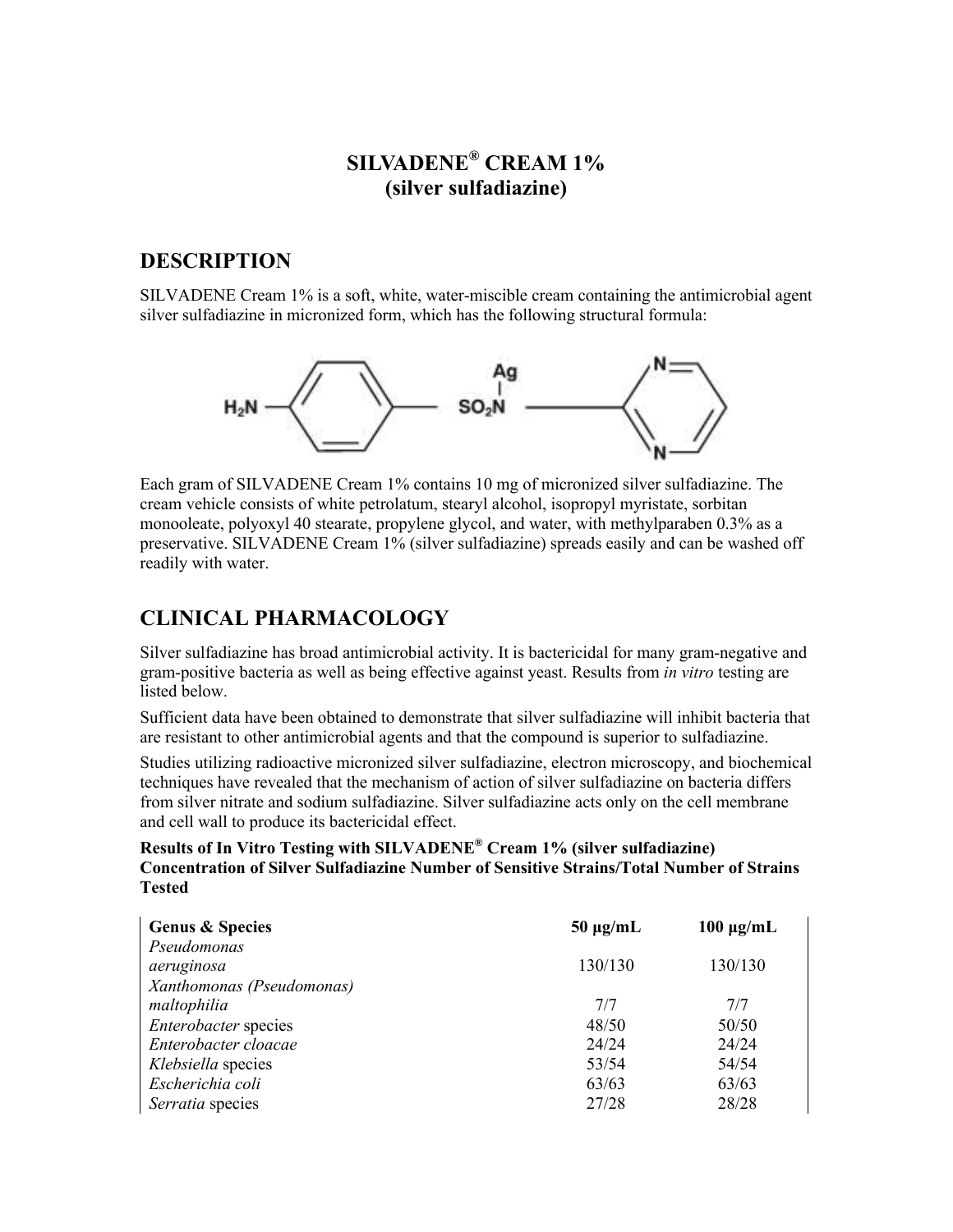# SILVADENE® CREAM 1%
# (silver sulfadiazine)

## DESCRIPTION

SILVADENE Cream 1% is a soft, white, water-miscible cream containing the antimicrobial agent silver sulfadiazine in micronized form, which has the following structural formula:

Each gram of SILVADENE Cream 1% contains 10 mg of micronized silver sulfadiazine. The cream vehicle consists of white petrolatum, stearyl alcohol, isopropyl myristate, sorbitan monooleate, polyoxyl 40 stearate, propylene glycol, and water, with methylparaben 0.3% as a preservative. SILVADENE Cream 1% (silver sulfadiazine) spreads easily and can be washed off readily with water.

## CLINICAL PHARMACOLOGY

Silver sulfadiazine has broad antimicrobial activity. It is bactericidal for many gram-negative and gram-positive bacteria as well as being effective against yeast. Results from *in vitro* testing are listed below.

Sufficient data have been obtained to demonstrate that silver sulfadiazine will inhibit bacteria that are resistant to other antimicrobial agents and that the compound is superior to sulfadiazine.

Studies utilizing radioactive micronized silver sulfadiazine, electron microscopy, and biochemical techniques have revealed that the mechanism of action of silver sulfadiazine on bacteria differs from silver nitrate and sodium sulfadiazine. Silver sulfadiazine acts only on the cell membrane and cell wall to produce its bactericidal effect.

**Results of In Vitro Testing with SILVADENE® Cream 1% (silver sulfadiazine) Concentration of Silver Sulfadiazine Number of Sensitive Strains/Total Number of Strains Tested**

| Genus & Species | 50 μg/mL | 100 μg/mL |
|---|---|---|
| *Pseudomonas aeruginosa* | 130/130 | 130/130 |
| *Xanthomonas (Pseudomonas) maltophilia* | 7/7 | 7/7 |
| *Enterobacter* species | 48/50 | 50/50 |
| *Enterobacter cloacae* | 24/24 | 24/24 |
| *Klebsiella* species | 53/54 | 54/54 |
| *Escherichia coli* | 63/63 | 63/63 |
| *Serratia* species | 27/28 | 28/28 |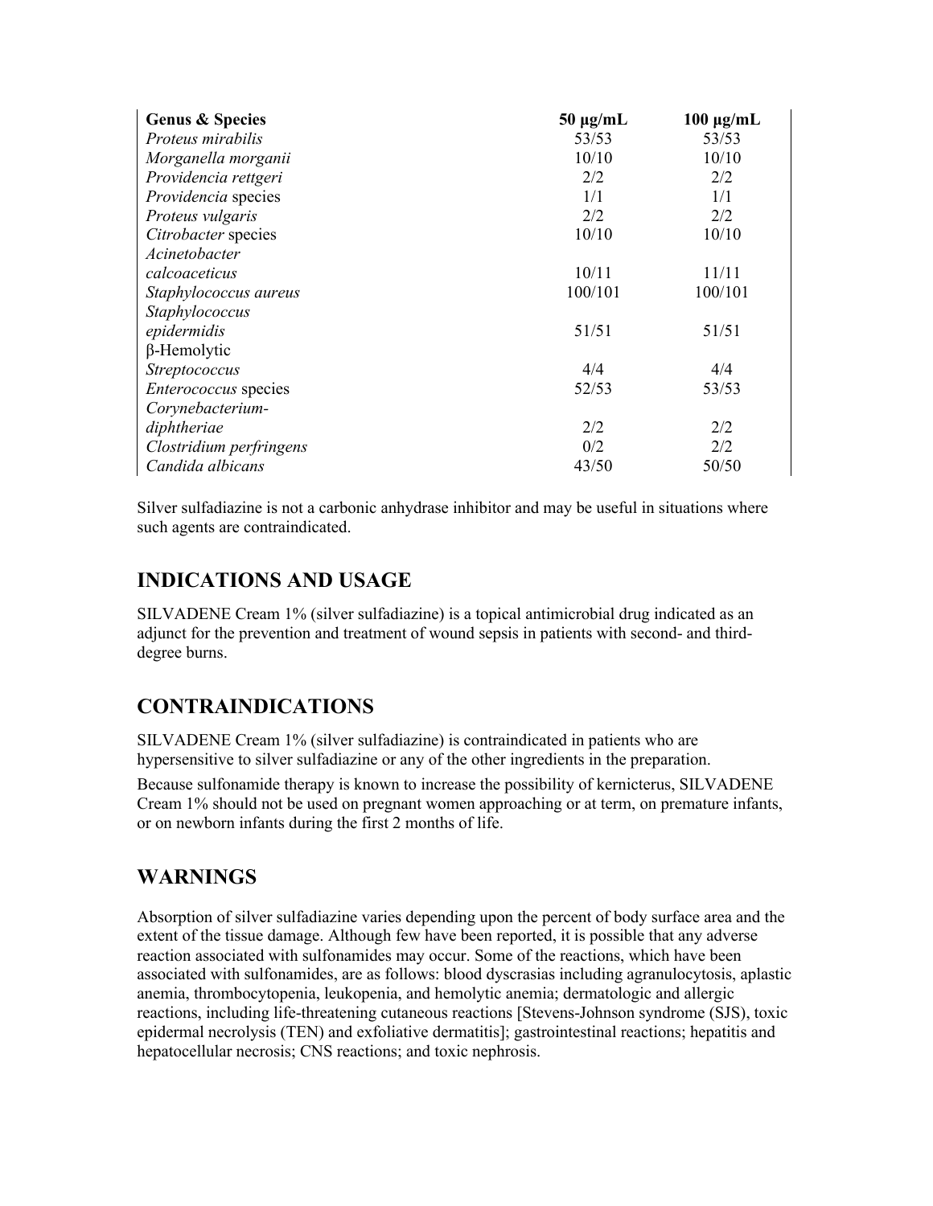| Genus & Species | 50 µg/mL | 100 µg/mL |
|---|---|---|
| *Proteus mirabilis* | 53/53 | 53/53 |
| *Morganella morganii* | 10/10 | 10/10 |
| *Providencia rettgeri* | 2/2 | 2/2 |
| *Providencia* species | 1/1 | 1/1 |
| *Proteus vulgaris* | 2/2 | 2/2 |
| *Citrobacter* species | 10/10 | 10/10 |
| *Acinetobacter calcoaceticus* | 10/11 | 11/11 |
| *Staphylococcus aureus* | 100/101 | 100/101 |
| *Staphylococcus epidermidis* | 51/51 | 51/51 |
| β-Hemolytic *Streptococcus* | 4/4 | 4/4 |
| *Enterococcus* species | 52/53 | 53/53 |
| *Corynebacterium-diphtheriae* | 2/2 | 2/2 |
| *Clostridium perfringens* | 0/2 | 2/2 |
| *Candida albicans* | 43/50 | 50/50 |

Silver sulfadiazine is not a carbonic anhydrase inhibitor and may be useful in situations where such agents are contraindicated.

## INDICATIONS AND USAGE

SILVADENE Cream 1% (silver sulfadiazine) is a topical antimicrobial drug indicated as an adjunct for the prevention and treatment of wound sepsis in patients with second- and third-degree burns.

## CONTRAINDICATIONS

SILVADENE Cream 1% (silver sulfadiazine) is contraindicated in patients who are hypersensitive to silver sulfadiazine or any of the other ingredients in the preparation.

Because sulfonamide therapy is known to increase the possibility of kernicterus, SILVADENE Cream 1% should not be used on pregnant women approaching or at term, on premature infants, or on newborn infants during the first 2 months of life.

## WARNINGS

Absorption of silver sulfadiazine varies depending upon the percent of body surface area and the extent of the tissue damage. Although few have been reported, it is possible that any adverse reaction associated with sulfonamides may occur. Some of the reactions, which have been associated with sulfonamides, are as follows: blood dyscrasias including agranulocytosis, aplastic anemia, thrombocytopenia, leukopenia, and hemolytic anemia; dermatologic and allergic reactions, including life-threatening cutaneous reactions [Stevens-Johnson syndrome (SJS), toxic epidermal necrolysis (TEN) and exfoliative dermatitis]; gastrointestinal reactions; hepatitis and hepatocellular necrosis; CNS reactions; and toxic nephrosis.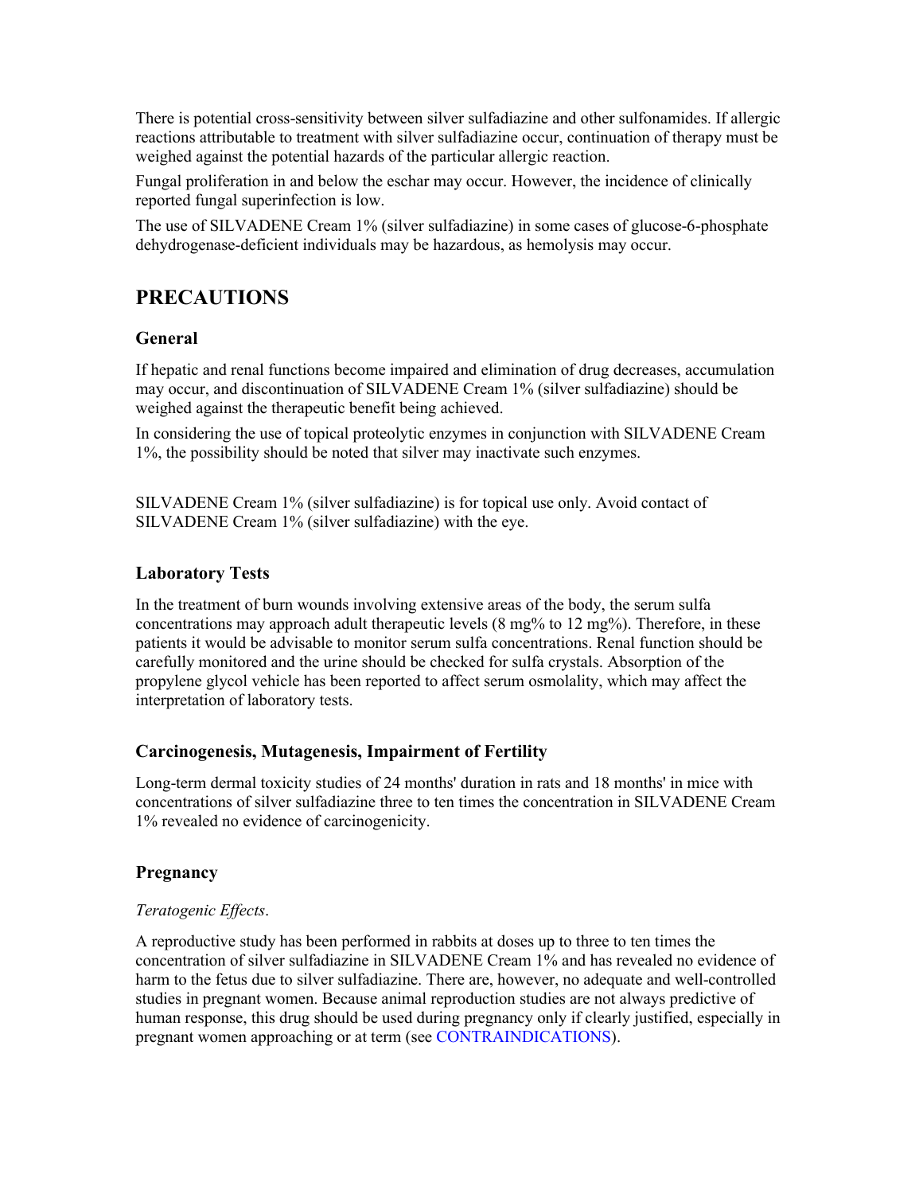There is potential cross-sensitivity between silver sulfadiazine and other sulfonamides. If allergic reactions attributable to treatment with silver sulfadiazine occur, continuation of therapy must be weighed against the potential hazards of the particular allergic reaction.

Fungal proliferation in and below the eschar may occur. However, the incidence of clinically reported fungal superinfection is low.

The use of SILVADENE Cream 1% (silver sulfadiazine) in some cases of glucose-6-phosphate dehydrogenase-deficient individuals may be hazardous, as hemolysis may occur.

## PRECAUTIONS

### General

If hepatic and renal functions become impaired and elimination of drug decreases, accumulation may occur, and discontinuation of SILVADENE Cream 1% (silver sulfadiazine) should be weighed against the therapeutic benefit being achieved.

In considering the use of topical proteolytic enzymes in conjunction with SILVADENE Cream 1%, the possibility should be noted that silver may inactivate such enzymes.

SILVADENE Cream 1% (silver sulfadiazine) is for topical use only. Avoid contact of SILVADENE Cream 1% (silver sulfadiazine) with the eye.

### Laboratory Tests

In the treatment of burn wounds involving extensive areas of the body, the serum sulfa concentrations may approach adult therapeutic levels (8 mg% to 12 mg%). Therefore, in these patients it would be advisable to monitor serum sulfa concentrations. Renal function should be carefully monitored and the urine should be checked for sulfa crystals. Absorption of the propylene glycol vehicle has been reported to affect serum osmolality, which may affect the interpretation of laboratory tests.

### Carcinogenesis, Mutagenesis, Impairment of Fertility

Long-term dermal toxicity studies of 24 months' duration in rats and 18 months' in mice with concentrations of silver sulfadiazine three to ten times the concentration in SILVADENE Cream 1% revealed no evidence of carcinogenicity.

### Pregnancy

*Teratogenic Effects*.

A reproductive study has been performed in rabbits at doses up to three to ten times the concentration of silver sulfadiazine in SILVADENE Cream 1% and has revealed no evidence of harm to the fetus due to silver sulfadiazine. There are, however, no adequate and well-controlled studies in pregnant women. Because animal reproduction studies are not always predictive of human response, this drug should be used during pregnancy only if clearly justified, especially in pregnant women approaching or at term (see CONTRAINDICATIONS).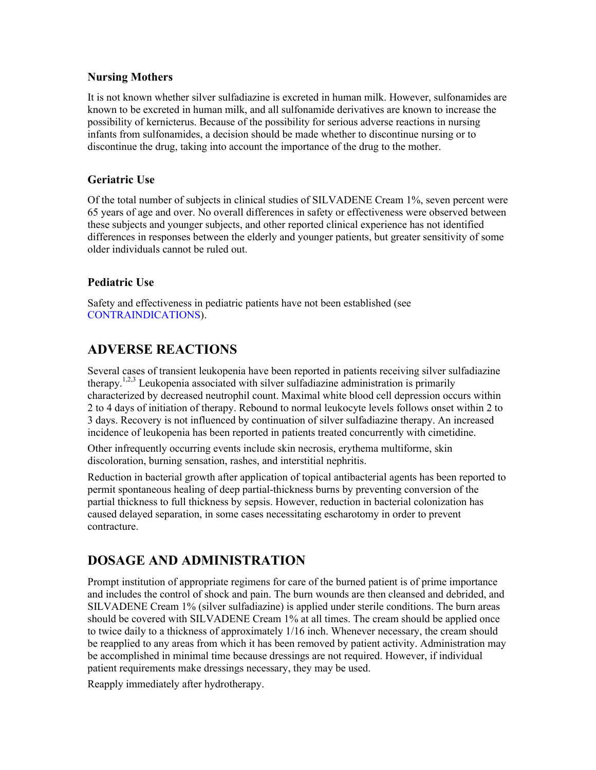### Nursing Mothers

It is not known whether silver sulfadiazine is excreted in human milk. However, sulfonamides are known to be excreted in human milk, and all sulfonamide derivatives are known to increase the possibility of kernicterus. Because of the possibility for serious adverse reactions in nursing infants from sulfonamides, a decision should be made whether to discontinue nursing or to discontinue the drug, taking into account the importance of the drug to the mother.

### Geriatric Use

Of the total number of subjects in clinical studies of SILVADENE Cream 1%, seven percent were 65 years of age and over. No overall differences in safety or effectiveness were observed between these subjects and younger subjects, and other reported clinical experience has not identified differences in responses between the elderly and younger patients, but greater sensitivity of some older individuals cannot be ruled out.

### Pediatric Use

Safety and effectiveness in pediatric patients have not been established (see CONTRAINDICATIONS).

## ADVERSE REACTIONS

Several cases of transient leukopenia have been reported in patients receiving silver sulfadiazine therapy.[1,2,3] Leukopenia associated with silver sulfadiazine administration is primarily characterized by decreased neutrophil count. Maximal white blood cell depression occurs within 2 to 4 days of initiation of therapy. Rebound to normal leukocyte levels follows onset within 2 to 3 days. Recovery is not influenced by continuation of silver sulfadiazine therapy. An increased incidence of leukopenia has been reported in patients treated concurrently with cimetidine.

Other infrequently occurring events include skin necrosis, erythema multiforme, skin discoloration, burning sensation, rashes, and interstitial nephritis.

Reduction in bacterial growth after application of topical antibacterial agents has been reported to permit spontaneous healing of deep partial-thickness burns by preventing conversion of the partial thickness to full thickness by sepsis. However, reduction in bacterial colonization has caused delayed separation, in some cases necessitating escharotomy in order to prevent contracture.

## DOSAGE AND ADMINISTRATION

Prompt institution of appropriate regimens for care of the burned patient is of prime importance and includes the control of shock and pain. The burn wounds are then cleansed and debrided, and SILVADENE Cream 1% (silver sulfadiazine) is applied under sterile conditions. The burn areas should be covered with SILVADENE Cream 1% at all times. The cream should be applied once to twice daily to a thickness of approximately 1/16 inch. Whenever necessary, the cream should be reapplied to any areas from which it has been removed by patient activity. Administration may be accomplished in minimal time because dressings are not required. However, if individual patient requirements make dressings necessary, they may be used.

Reapply immediately after hydrotherapy.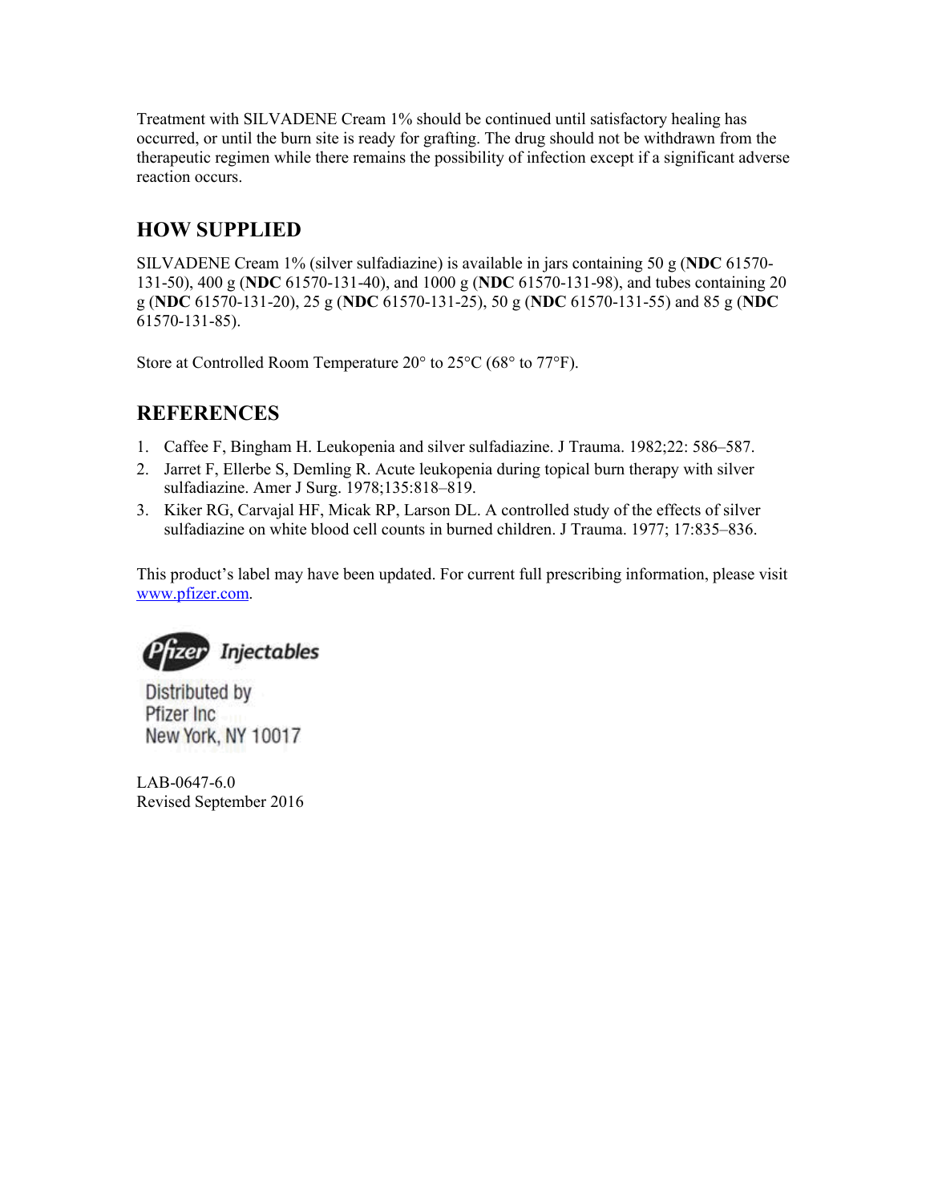Treatment with SILVADENE Cream 1% should be continued until satisfactory healing has occurred, or until the burn site is ready for grafting. The drug should not be withdrawn from the therapeutic regimen while there remains the possibility of infection except if a significant adverse reaction occurs.

## HOW SUPPLIED

SILVADENE Cream 1% (silver sulfadiazine) is available in jars containing 50 g (**NDC** 61570-131-50), 400 g (**NDC** 61570-131-40), and 1000 g (**NDC** 61570-131-98), and tubes containing 20 g (**NDC** 61570-131-20), 25 g (**NDC** 61570-131-25), 50 g (**NDC** 61570-131-55) and 85 g (**NDC** 61570-131-85).

Store at Controlled Room Temperature 20° to 25°C (68° to 77°F).

## REFERENCES

1. Caffee F, Bingham H. Leukopenia and silver sulfadiazine. J Trauma. 1982;22: 586–587.
2. Jarret F, Ellerbe S, Demling R. Acute leukopenia during topical burn therapy with silver sulfadiazine. Amer J Surg. 1978;135:818–819.
3. Kiker RG, Carvajal HF, Micak RP, Larson DL. A controlled study of the effects of silver sulfadiazine on white blood cell counts in burned children. J Trauma. 1977; 17:835–836.

This product's label may have been updated. For current full prescribing information, please visit www.pfizer.com.

Pfizer Injectables

Distributed by
Pfizer Inc
New York, NY 10017

LAB-0647-6.0
Revised September 2016